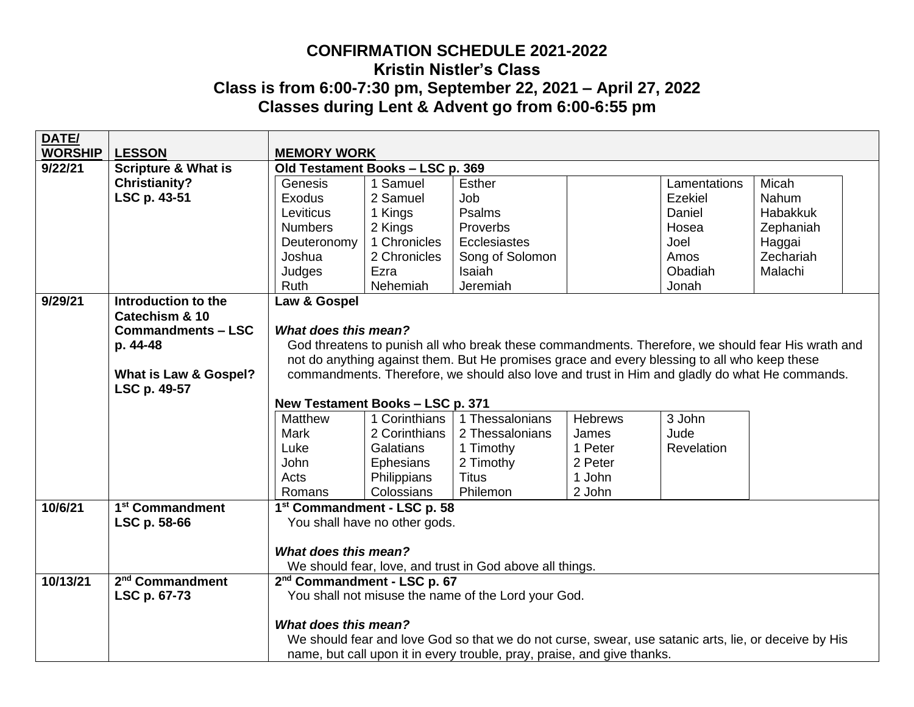# CONFIRMATION SCHEDULE 2021-2022
## Kristin Nistler's Class
### Class is from 6:00-7:30 pm, September 22, 2021 – April 27, 2022
### Classes during Lent & Advent go from 6:00-6:55 pm

| DATE/ WORSHIP | LESSON | MEMORY WORK |
|---|---|---|
| 9/22/21 | **Scripture & What is Christianity? LSC p. 43-51** | **Old Testament Books – LSC p. 369**<br>Genesis, Exodus, Leviticus, Numbers, Deuteronomy, Joshua, Judges, Ruth<br>1 Samuel, 2 Samuel, 1 Kings, 2 Kings, 1 Chronicles, 2 Chronicles, Ezra, Nehemiah<br>Esther, Job, Psalms, Proverbs, Ecclesiastes, Song of Solomon, Isaiah, Jeremiah<br>Lamentations, Ezekiel, Daniel, Hosea, Joel, Amos, Obadiah, Jonah<br>Micah, Nahum, Habakkuk, Zephaniah, Haggai, Zechariah, Malachi |
| 9/29/21 | **Introduction to the Catechism & 10 Commandments – LSC p. 44-48**<br><br>**What is Law & Gospel? LSC p. 49-57** | **Law & Gospel**<br><br>***What does this mean?***<br>God threatens to punish all who break these commandments. Therefore, we should fear His wrath and not do anything against them. But He promises grace and every blessing to all who keep these commandments. Therefore, we should also love and trust in Him and gladly do what He commands.<br><br>**New Testament Books – LSC p. 371**<br>Matthew, Mark, Luke, John, Acts, Romans<br>1 Corinthians, 2 Corinthians, Galatians, Ephesians, Philippians, Colossians<br>1 Thessalonians, 2 Thessalonians, 1 Timothy, 2 Timothy, Titus, Philemon<br>Hebrews, James, 1 Peter, 2 Peter, 1 John, 2 John<br>3 John, Jude, Revelation |
| 10/6/21 | **1st Commandment LSC p. 58-66** | **1st Commandment - LSC p. 58**<br>You shall have no other gods.<br><br>***What does this mean?***<br>We should fear, love, and trust in God above all things. |
| 10/13/21 | **2nd Commandment LSC p. 67-73** | **2nd Commandment - LSC p. 67**<br>You shall not misuse the name of the Lord your God.<br><br>***What does this mean?***<br>We should fear and love God so that we do not curse, swear, use satanic arts, lie, or deceive by His name, but call upon it in every trouble, pray, praise, and give thanks. |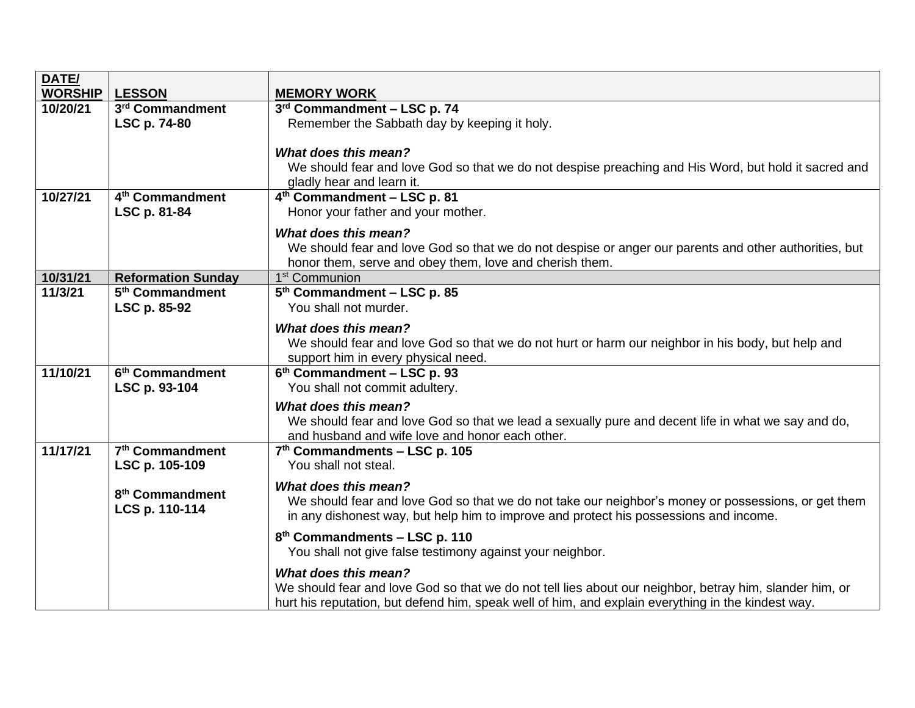| DATE/ WORSHIP | LESSON | MEMORY WORK |
|---|---|---|
| **10/20/21** | **3rd Commandment**<br>**LSC p. 74-80** | **3rd Commandment – LSC p. 74**<br>Remember the Sabbath day by keeping it holy.<br><br>***What does this mean?***<br>We should fear and love God so that we do not despise preaching and His Word, but hold it sacred and gladly hear and learn it. |
| **10/27/21** | **4th Commandment**<br>**LSC p. 81-84** | **4th Commandment – LSC p. 81**<br>Honor your father and your mother.<br><br>***What does this mean?***<br>We should fear and love God so that we do not despise or anger our parents and other authorities, but honor them, serve and obey them, love and cherish them. |
| **10/31/21** | **Reformation Sunday** | 1st Communion |
| **11/3/21** | **5th Commandment**<br>**LSC p. 85-92** | **5th Commandment – LSC p. 85**<br>You shall not murder.<br><br>***What does this mean?***<br>We should fear and love God so that we do not hurt or harm our neighbor in his body, but help and support him in every physical need. |
| **11/10/21** | **6th Commandment**<br>**LSC p. 93-104** | **6th Commandment – LSC p. 93**<br>You shall not commit adultery.<br><br>***What does this mean?***<br>We should fear and love God so that we lead a sexually pure and decent life in what we say and do, and husband and wife love and honor each other. |
| **11/17/21** | **7th Commandment**<br>**LSC p. 105-109**<br><br>**8th Commandment**<br>**LCS p. 110-114** | **7th Commandments – LSC p. 105**<br>You shall not steal.<br><br>***What does this mean?***<br>We should fear and love God so that we do not take our neighbor's money or possessions, or get them in any dishonest way, but help him to improve and protect his possessions and income.<br><br>**8th Commandments – LSC p. 110**<br>You shall not give false testimony against your neighbor.<br><br>***What does this mean?***<br>We should fear and love God so that we do not tell lies about our neighbor, betray him, slander him, or hurt his reputation, but defend him, speak well of him, and explain everything in the kindest way. |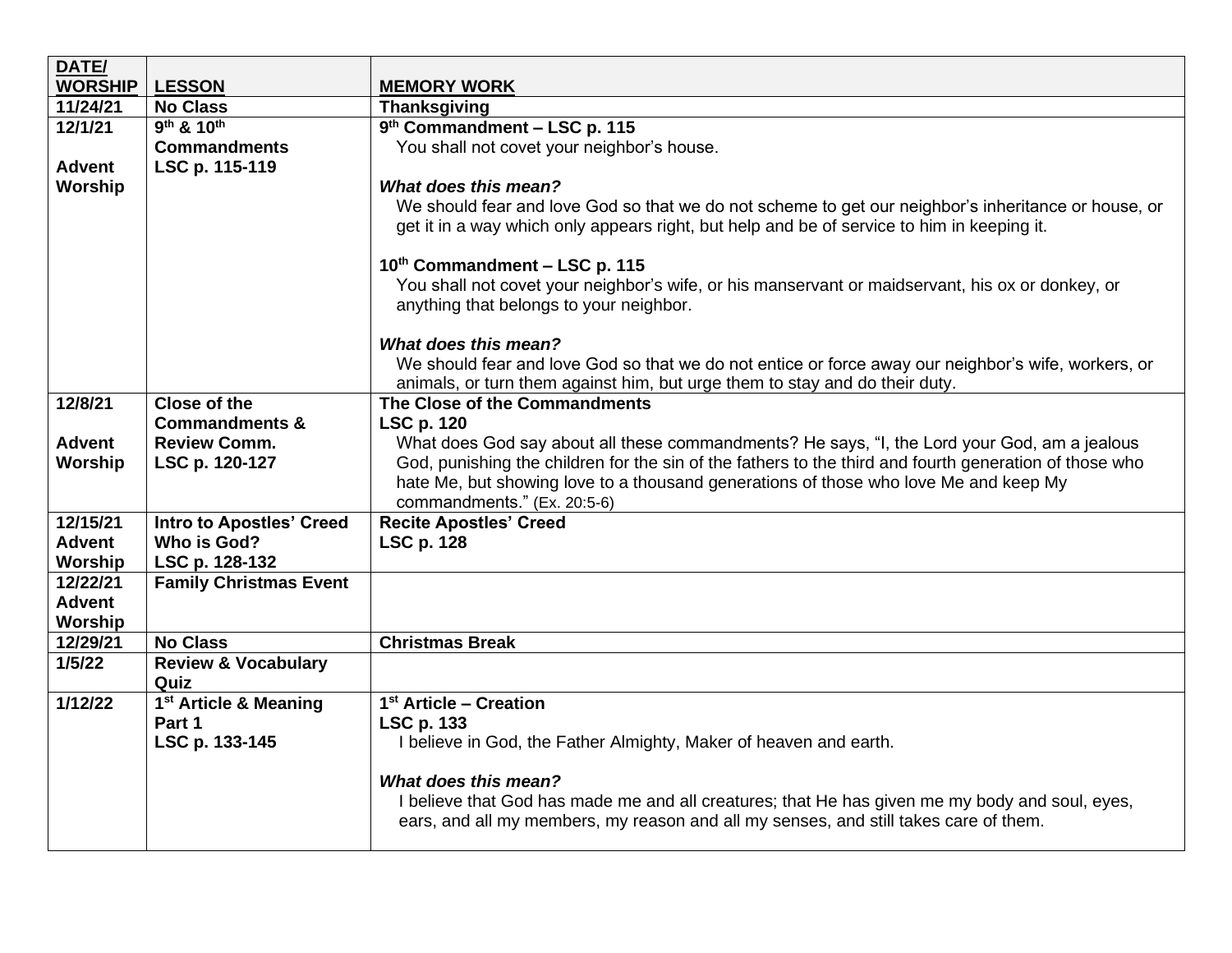| DATE/ WORSHIP | LESSON | MEMORY WORK |
|---|---|---|
| **11/24/21** | **No Class** | **Thanksgiving** |
| **12/1/21**<br><br>**Advent Worship** | **9th & 10th Commandments**<br>**LSC p. 115-119** | **9th Commandment – LSC p. 115**<br>You shall not covet your neighbor's house.<br><br>***What does this mean?***<br>We should fear and love God so that we do not scheme to get our neighbor's inheritance or house, or get it in a way which only appears right, but help and be of service to him in keeping it.<br><br>**10th Commandment – LSC p. 115**<br>You shall not covet your neighbor's wife, or his manservant or maidservant, his ox or donkey, or anything that belongs to your neighbor.<br><br>***What does this mean?***<br>We should fear and love God so that we do not entice or force away our neighbor's wife, workers, or animals, or turn them against him, but urge them to stay and do their duty. |
| **12/8/21**<br><br>**Advent Worship** | **Close of the Commandments & Review Comm.**<br>**LSC p. 120-127** | **The Close of the Commandments**<br>**LSC p. 120**<br>What does God say about all these commandments? He says, "I, the Lord your God, am a jealous God, punishing the children for the sin of the fathers to the third and fourth generation of those who hate Me, but showing love to a thousand generations of those who love Me and keep My commandments." (Ex. 20:5-6) |
| **12/15/21**<br>**Advent Worship** | **Intro to Apostles' Creed**<br>**Who is God?**<br>**LSC p. 128-132** | **Recite Apostles' Creed**<br>**LSC p. 128** |
| **12/22/21**<br>**Advent Worship** | **Family Christmas Event** | |
| **12/29/21** | **No Class** | **Christmas Break** |
| **1/5/22** | **Review & Vocabulary Quiz** | |
| **1/12/22** | **1st Article & Meaning Part 1**<br>**LSC p. 133-145** | **1st Article – Creation**<br>**LSC p. 133**<br>I believe in God, the Father Almighty, Maker of heaven and earth.<br><br>***What does this mean?***<br>I believe that God has made me and all creatures; that He has given me my body and soul, eyes, ears, and all my members, my reason and all my senses, and still takes care of them. |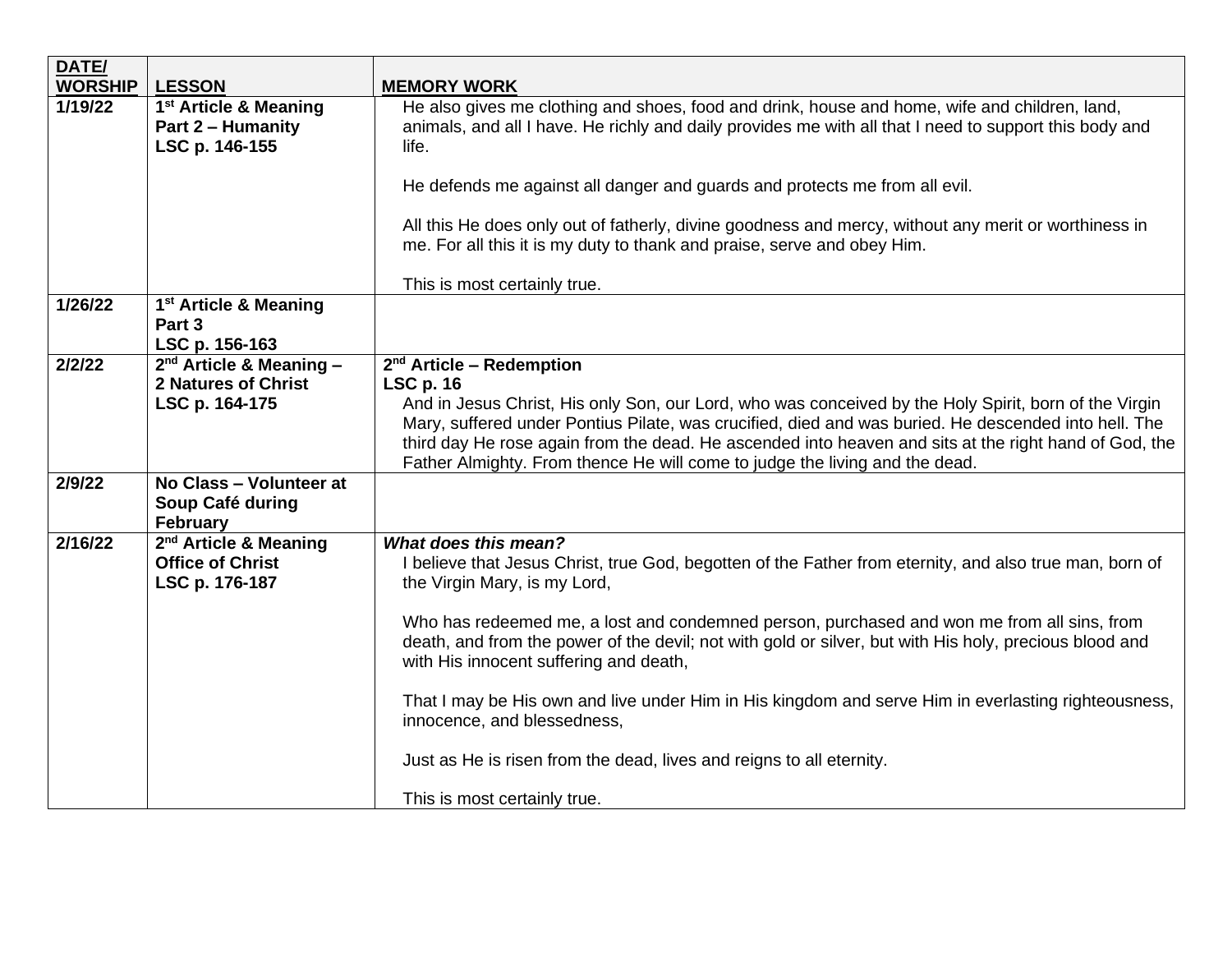| DATE/ WORSHIP | LESSON | MEMORY WORK |
|---|---|---|
| 1/19/22 | **1st Article & Meaning Part 2 – Humanity LSC p. 146-155** | He also gives me clothing and shoes, food and drink, house and home, wife and children, land, animals, and all I have. He richly and daily provides me with all that I need to support this body and life.<br><br>He defends me against all danger and guards and protects me from all evil.<br><br>All this He does only out of fatherly, divine goodness and mercy, without any merit or worthiness in me. For all this it is my duty to thank and praise, serve and obey Him.<br><br>This is most certainly true. |
| 1/26/22 | **1st Article & Meaning Part 3 LSC p. 156-163** | |
| 2/2/22 | **2nd Article & Meaning – 2 Natures of Christ LSC p. 164-175** | **2nd Article – Redemption**<br>**LSC p. 16**<br>And in Jesus Christ, His only Son, our Lord, who was conceived by the Holy Spirit, born of the Virgin Mary, suffered under Pontius Pilate, was crucified, died and was buried. He descended into hell. The third day He rose again from the dead. He ascended into heaven and sits at the right hand of God, the Father Almighty. From thence He will come to judge the living and the dead. |
| 2/9/22 | **No Class – Volunteer at Soup Café during February** | |
| 2/16/22 | **2nd Article & Meaning Office of Christ LSC p. 176-187** | ***What does this mean?***<br>I believe that Jesus Christ, true God, begotten of the Father from eternity, and also true man, born of the Virgin Mary, is my Lord,<br><br>Who has redeemed me, a lost and condemned person, purchased and won me from all sins, from death, and from the power of the devil; not with gold or silver, but with His holy, precious blood and with His innocent suffering and death,<br><br>That I may be His own and live under Him in His kingdom and serve Him in everlasting righteousness, innocence, and blessedness,<br><br>Just as He is risen from the dead, lives and reigns to all eternity.<br><br>This is most certainly true. |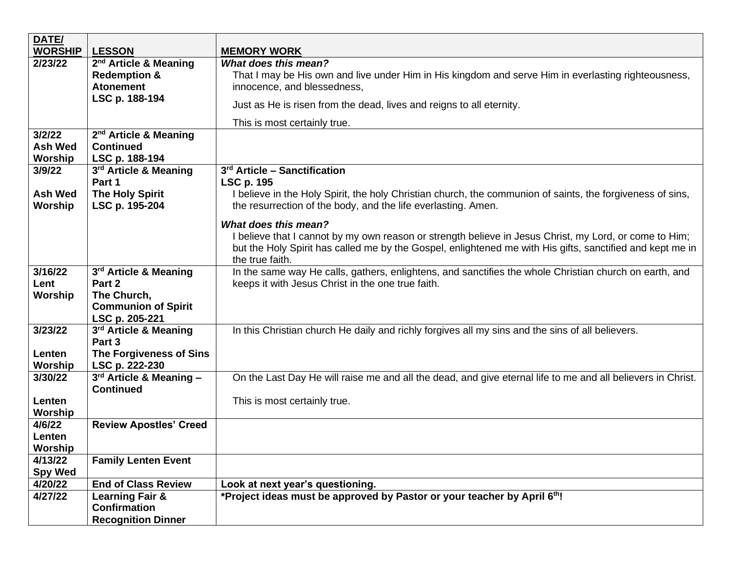| DATE/ WORSHIP | LESSON | MEMORY WORK |
|---|---|---|
| **2/23/22** | **2nd Article & Meaning Redemption & Atonement LSC p. 188-194** | ***What does this mean?*** That I may be His own and live under Him in His kingdom and serve Him in everlasting righteousness, innocence, and blessedness, <br><br> Just as He is risen from the dead, lives and reigns to all eternity. <br><br> This is most certainly true. |
| **3/2/22 Ash Wed Worship** | **2nd Article & Meaning Continued LSC p. 188-194** | |
| **3/9/22 <br><br> Ash Wed Worship** | **3rd Article & Meaning Part 1 The Holy Spirit LSC p. 195-204** | **3rd Article – Sanctification LSC p. 195** <br> I believe in the Holy Spirit, the holy Christian church, the communion of saints, the forgiveness of sins, the resurrection of the body, and the life everlasting. Amen. <br><br> ***What does this mean?*** <br> I believe that I cannot by my own reason or strength believe in Jesus Christ, my Lord, or come to Him; but the Holy Spirit has called me by the Gospel, enlightened me with His gifts, sanctified and kept me in the true faith. |
| **3/16/22 Lent Worship** | **3rd Article & Meaning Part 2 The Church, Communion of Spirit LSC p. 205-221** | In the same way He calls, gathers, enlightens, and sanctifies the whole Christian church on earth, and keeps it with Jesus Christ in the one true faith. |
| **3/23/22 <br><br> Lenten Worship** | **3rd Article & Meaning Part 3 The Forgiveness of Sins LSC p. 222-230** | In this Christian church He daily and richly forgives all my sins and the sins of all believers. |
| **3/30/22 <br><br> Lenten Worship** | **3rd Article & Meaning – Continued** | On the Last Day He will raise me and all the dead, and give eternal life to me and all believers in Christ. <br><br> This is most certainly true. |
| **4/6/22 Lenten Worship** | **Review Apostles' Creed** | |
| **4/13/22 Spy Wed** | **Family Lenten Event** | |
| **4/20/22** | **End of Class Review** | **Look at next year's questioning.** |
| **4/27/22** | **Learning Fair & Confirmation Recognition Dinner** | **\*Project ideas must be approved by Pastor or your teacher by April 6th!** |